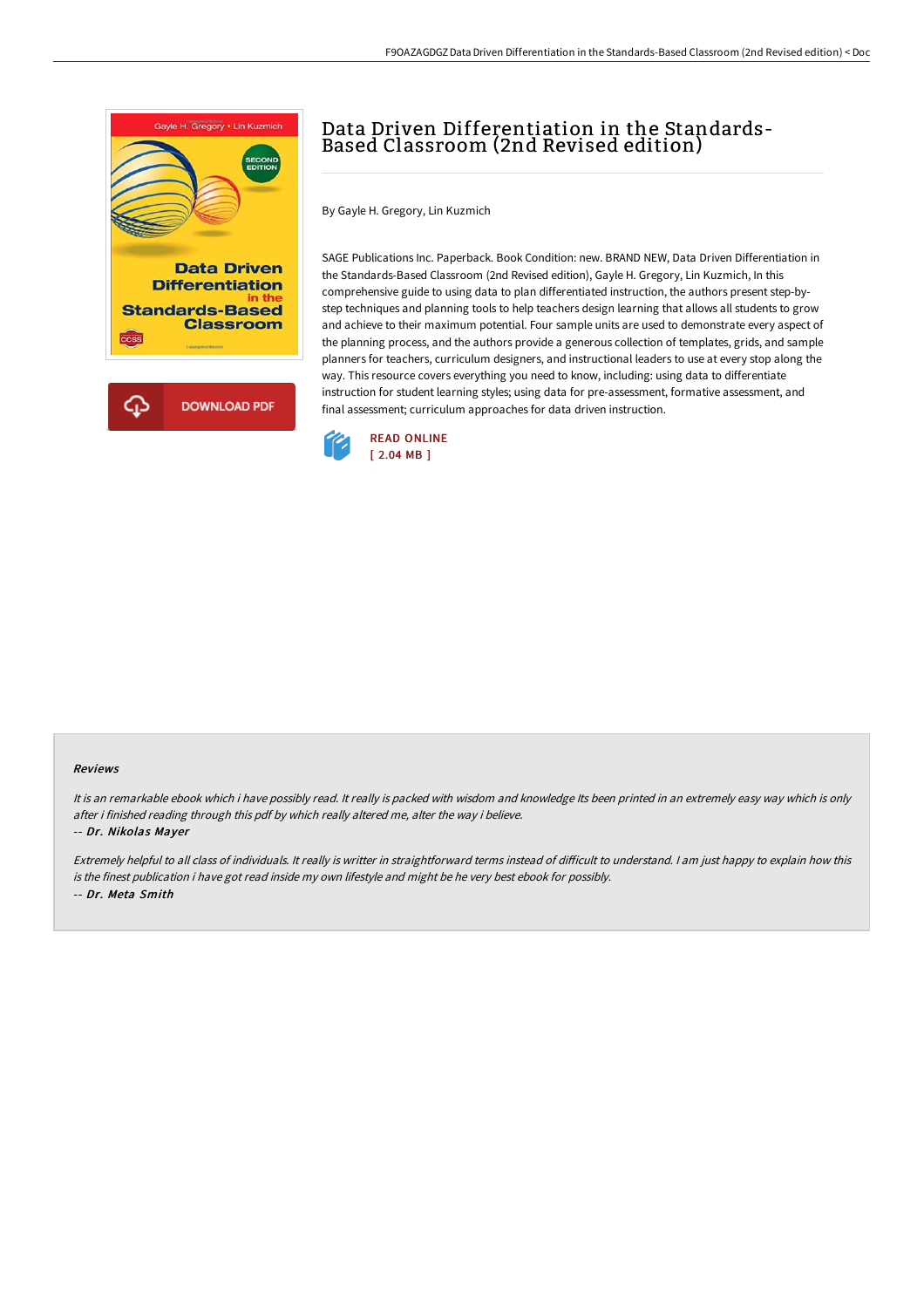# Data Driven Differentiation in the Standards-Based Classroom (2nd Revised edition)

By Gayle H. Gregory, Lin Kuzmich

SAGE Publications Inc. Paperback. Book Condition: new. BRAND NEW, Data Driven Differentiation in the Standards-Based Classroom (2nd Revised edition), Gayle H. Gregory, Lin Kuzmich, In this comprehensive guide to using data to plan differentiated instruction, the authors present step-by-step techniques and planning tools to help teachers design learning that allows all students to grow and achieve to their maximum potential. Four sample units are used to demonstrate every aspect of the planning process, and the authors provide a generous collection of templates, grids, and sample planners for teachers, curriculum designers, and instructional leaders to use at every stop along the way. This resource covers everything you need to know, including: using data to differentiate instruction for student learning styles; using data for pre-assessment, formative assessment, and final assessment; curriculum approaches for data driven instruction.

DOWNLOAD PDF

READ ONLINE
[ 2.04 MB ]

### Reviews

*It is an remarkable ebook which i have possibly read. It really is packed with wisdom and knowledge Its been printed in an extremely easy way which is only after i finished reading through this pdf by which really altered me, alter the way i believe.*

-- ***Dr. Nikolas Mayer***

*Extremely helpful to all class of individuals. It really is writter in straightforward terms instead of difficult to understand. I am just happy to explain how this is the finest publication i have got read inside my own lifestyle and might be he very best ebook for possibly.*

-- ***Dr. Meta Smith***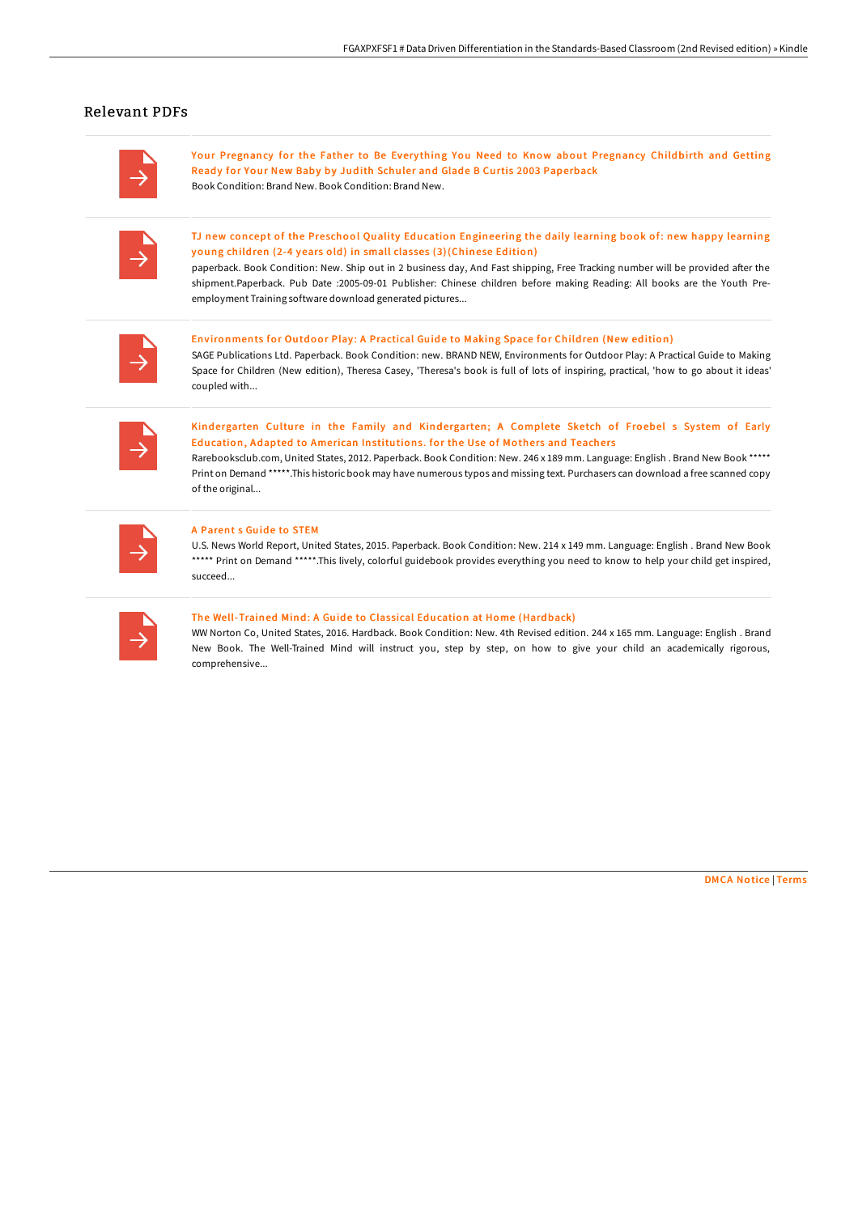## Relevant PDFs

**Your Pregnancy for the Father to Be Everything You Need to Know about Pregnancy Childbirth and Getting Ready for Your New Baby by Judith Schuler and Glade B Curtis 2003 Paperback**

Book Condition: Brand New. Book Condition: Brand New.

**TJ new concept of the Preschool Quality Education Engineering the daily learning book of: new happy learning young children (2-4 years old) in small classes (3)(Chinese Edition)**

paperback. Book Condition: New. Ship out in 2 business day, And Fast shipping, Free Tracking number will be provided after the shipment.Paperback. Pub Date :2005-09-01 Publisher: Chinese children before making Reading: All books are the Youth Pre-employment Training software download generated pictures...

**Environments for Outdoor Play: A Practical Guide to Making Space for Children (New edition)**

SAGE Publications Ltd. Paperback. Book Condition: new. BRAND NEW, Environments for Outdoor Play: A Practical Guide to Making Space for Children (New edition), Theresa Casey, 'Theresa's book is full of lots of inspiring, practical, 'how to go about it ideas' coupled with...

**Kindergarten Culture in the Family and Kindergarten; A Complete Sketch of Froebel s System of Early Education, Adapted to American Institutions. for the Use of Mothers and Teachers**

Rarebooksclub.com, United States, 2012. Paperback. Book Condition: New. 246 x 189 mm. Language: English . Brand New Book ***** Print on Demand *****.This historic book may have numerous typos and missing text. Purchasers can download a free scanned copy of the original...

**A Parent s Guide to STEM**

U.S. News World Report, United States, 2015. Paperback. Book Condition: New. 214 x 149 mm. Language: English . Brand New Book ***** Print on Demand *****.This lively, colorful guidebook provides everything you need to know to help your child get inspired, succeed...

**The Well-Trained Mind: A Guide to Classical Education at Home (Hardback)**

WW Norton Co, United States, 2016. Hardback. Book Condition: New. 4th Revised edition. 244 x 165 mm. Language: English . Brand New Book. The Well-Trained Mind will instruct you, step by step, on how to give your child an academically rigorous, comprehensive...